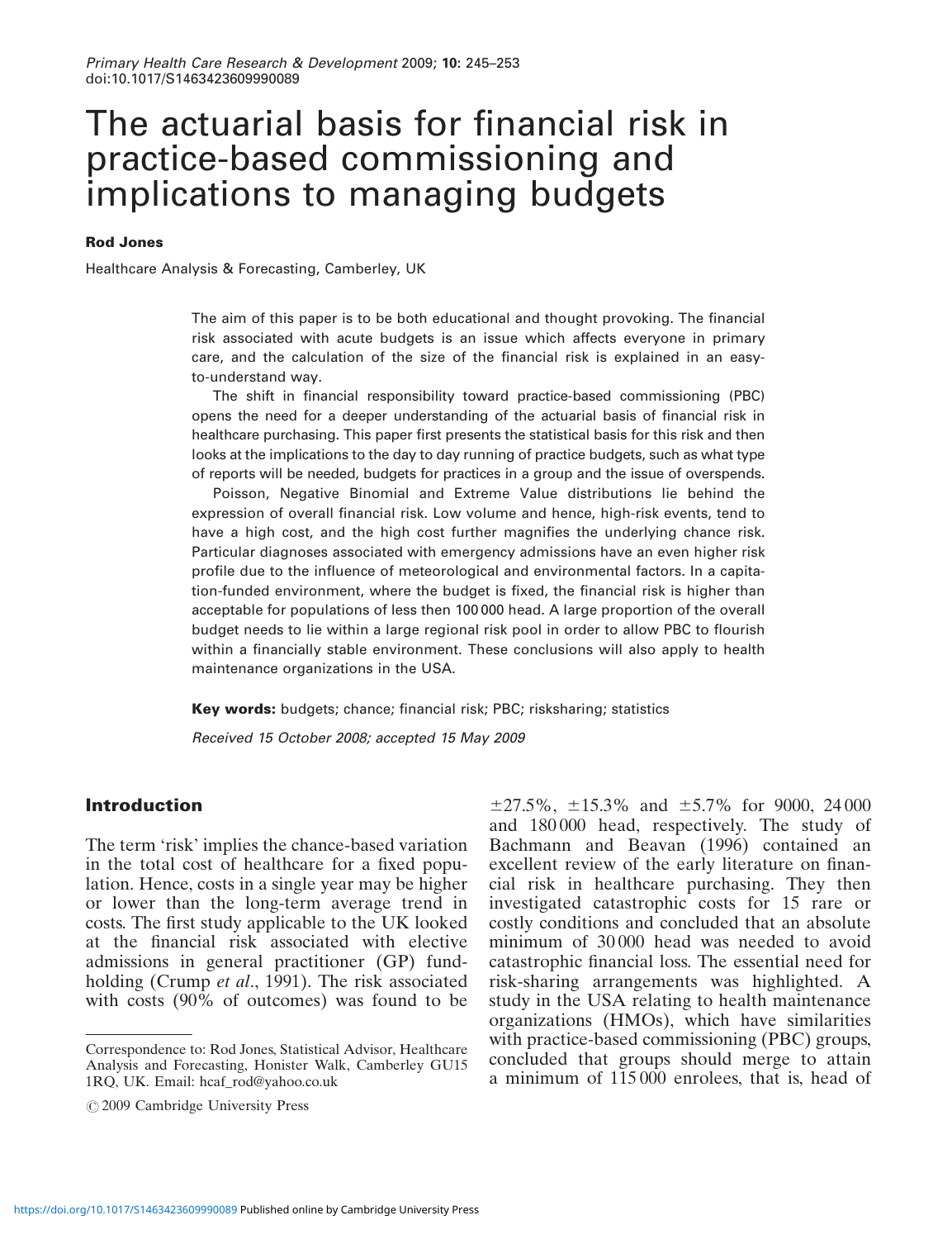# The actuarial basis for financial risk in practice-based commissioning and implications to managing budgets

**Rod Jones**

Healthcare Analysis & Forecasting, Camberley, UK

The aim of this paper is to be both educational and thought provoking. The financial risk associated with acute budgets is an issue which affects everyone in primary care, and the calculation of the size of the financial risk is explained in an easy-to-understand way.

The shift in financial responsibility toward practice-based commissioning (PBC) opens the need for a deeper understanding of the actuarial basis of financial risk in healthcare purchasing. This paper first presents the statistical basis for this risk and then looks at the implications to the day to day running of practice budgets, such as what type of reports will be needed, budgets for practices in a group and the issue of overspends.

Poisson, Negative Binomial and Extreme Value distributions lie behind the expression of overall financial risk. Low volume and hence, high-risk events, tend to have a high cost, and the high cost further magnifies the underlying chance risk. Particular diagnoses associated with emergency admissions have an even higher risk profile due to the influence of meteorological and environmental factors. In a capitation-funded environment, where the budget is fixed, the financial risk is higher than acceptable for populations of less then 100 000 head. A large proportion of the overall budget needs to lie within a large regional risk pool in order to allow PBC to flourish within a financially stable environment. These conclusions will also apply to health maintenance organizations in the USA.

**Key words:** budgets; chance; financial risk; PBC; risksharing; statistics

*Received 15 October 2008; accepted 15 May 2009*

## Introduction

The term 'risk' implies the chance-based variation in the total cost of healthcare for a fixed population. Hence, costs in a single year may be higher or lower than the long-term average trend in costs. The first study applicable to the UK looked at the financial risk associated with elective admissions in general practitioner (GP) fundholding (Crump *et al*., 1991). The risk associated with costs (90% of outcomes) was found to be ±27.5%, ±15.3% and ±5.7% for 9000, 24 000 and 180 000 head, respectively. The study of Bachmann and Beavan (1996) contained an excellent review of the early literature on financial risk in healthcare purchasing. They then investigated catastrophic costs for 15 rare or costly conditions and concluded that an absolute minimum of 30 000 head was needed to avoid catastrophic financial loss. The essential need for risk-sharing arrangements was highlighted. A study in the USA relating to health maintenance organizations (HMOs), which have similarities with practice-based commissioning (PBC) groups, concluded that groups should merge to attain a minimum of 115 000 enrolees, that is, head of

Correspondence to: Rod Jones, Statistical Advisor, Healthcare Analysis and Forecasting, Honister Walk, Camberley GU15 1RQ, UK. Email: hcaf_rod@yahoo.co.uk

© 2009 Cambridge University Press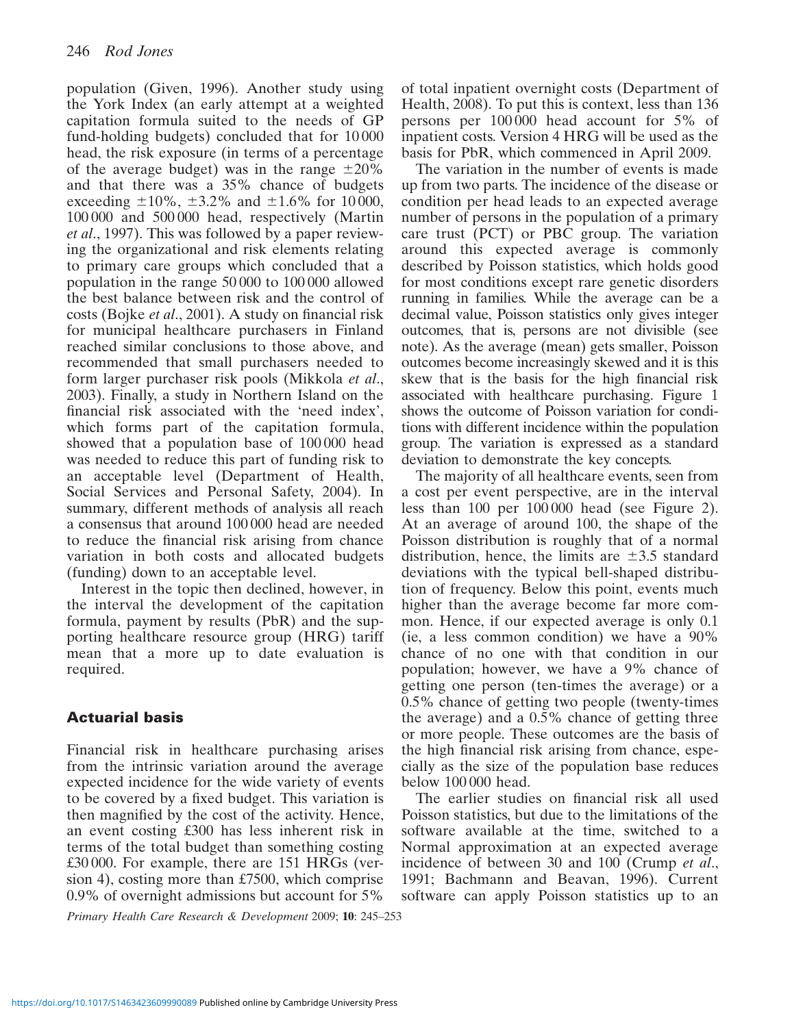population (Given, 1996). Another study using the York Index (an early attempt at a weighted capitation formula suited to the needs of GP fund-holding budgets) concluded that for 10 000 head, the risk exposure (in terms of a percentage of the average budget) was in the range ±20% and that there was a 35% chance of budgets exceeding ±10%, ±3.2% and ±1.6% for 10 000, 100 000 and 500 000 head, respectively (Martin *et al.*, 1997). This was followed by a paper reviewing the organizational and risk elements relating to primary care groups which concluded that a population in the range 50 000 to 100 000 allowed the best balance between risk and the control of costs (Bojke *et al.*, 2001). A study on financial risk for municipal healthcare purchasers in Finland reached similar conclusions to those above, and recommended that small purchasers needed to form larger purchaser risk pools (Mikkola *et al.*, 2003). Finally, a study in Northern Island on the financial risk associated with the 'need index', which forms part of the capitation formula, showed that a population base of 100 000 head was needed to reduce this part of funding risk to an acceptable level (Department of Health, Social Services and Personal Safety, 2004). In summary, different methods of analysis all reach a consensus that around 100 000 head are needed to reduce the financial risk arising from chance variation in both costs and allocated budgets (funding) down to an acceptable level.

Interest in the topic then declined, however, in the interval the development of the capitation formula, payment by results (PbR) and the supporting healthcare resource group (HRG) tariff mean that a more up to date evaluation is required.

## Actuarial basis

Financial risk in healthcare purchasing arises from the intrinsic variation around the average expected incidence for the wide variety of events to be covered by a fixed budget. This variation is then magnified by the cost of the activity. Hence, an event costing £300 has less inherent risk in terms of the total budget than something costing £30 000. For example, there are 151 HRGs (version 4), costing more than £7500, which comprise 0.9% of overnight admissions but account for 5% of total inpatient overnight costs (Department of Health, 2008). To put this is context, less than 136 persons per 100 000 head account for 5% of inpatient costs. Version 4 HRG will be used as the basis for PbR, which commenced in April 2009.

The variation in the number of events is made up from two parts. The incidence of the disease or condition per head leads to an expected average number of persons in the population of a primary care trust (PCT) or PBC group. The variation around this expected average is commonly described by Poisson statistics, which holds good for most conditions except rare genetic disorders running in families. While the average can be a decimal value, Poisson statistics only gives integer outcomes, that is, persons are not divisible (see note). As the average (mean) gets smaller, Poisson outcomes become increasingly skewed and it is this skew that is the basis for the high financial risk associated with healthcare purchasing. Figure 1 shows the outcome of Poisson variation for conditions with different incidence within the population group. The variation is expressed as a standard deviation to demonstrate the key concepts.

The majority of all healthcare events, seen from a cost per event perspective, are in the interval less than 100 per 100 000 head (see Figure 2). At an average of around 100, the shape of the Poisson distribution is roughly that of a normal distribution, hence, the limits are ±3.5 standard deviations with the typical bell-shaped distribution of frequency. Below this point, events much higher than the average become far more common. Hence, if our expected average is only 0.1 (ie, a less common condition) we have a 90% chance of no one with that condition in our population; however, we have a 9% chance of getting one person (ten-times the average) or a 0.5% chance of getting two people (twenty-times the average) and a 0.5% chance of getting three or more people. These outcomes are the basis of the high financial risk arising from chance, especially as the size of the population base reduces below 100 000 head.

The earlier studies on financial risk all used Poisson statistics, but due to the limitations of the software available at the time, switched to a Normal approximation at an expected average incidence of between 30 and 100 (Crump *et al.*, 1991; Bachmann and Beavan, 1996). Current software can apply Poisson statistics up to an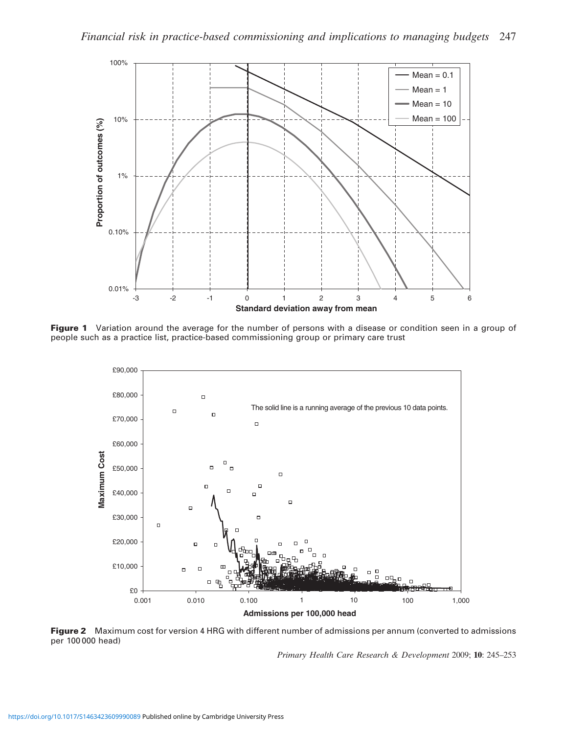**Figure 1** Variation around the average for the number of persons with a disease or condition seen in a group of people such as a practice list, practice-based commissioning group or primary care trust

**Figure 2** Maximum cost for version 4 HRG with different number of admissions per annum (converted to admissions per 100 000 head)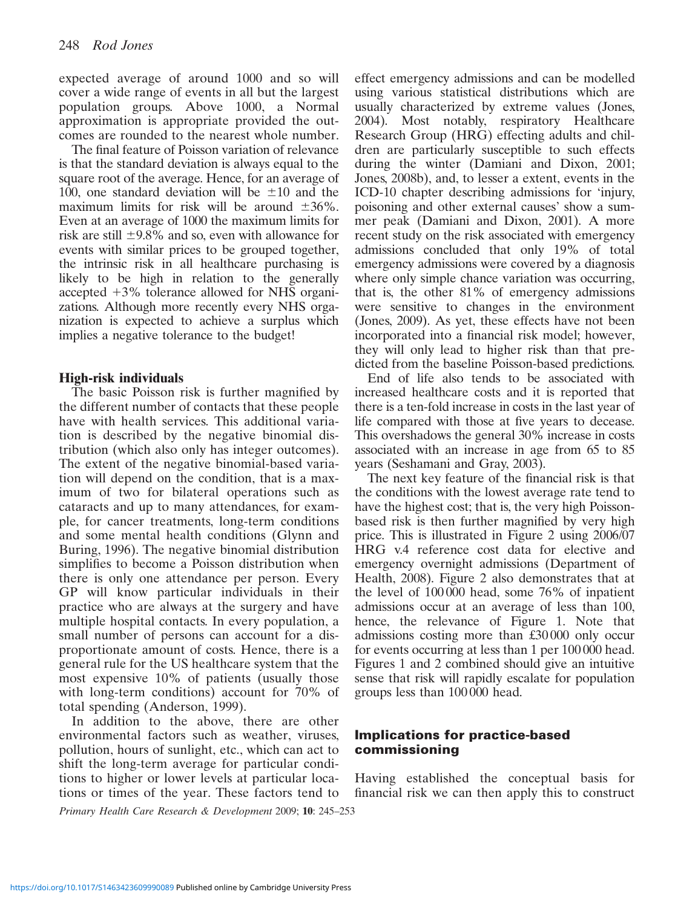expected average of around 1000 and so will cover a wide range of events in all but the largest population groups. Above 1000, a Normal approximation is appropriate provided the outcomes are rounded to the nearest whole number.

The final feature of Poisson variation of relevance is that the standard deviation is always equal to the square root of the average. Hence, for an average of 100, one standard deviation will be $\pm10$ and the maximum limits for risk will be around $\pm36\%$. Even at an average of 1000 the maximum limits for risk are still $\pm9.8\%$ and so, even with allowance for events with similar prices to be grouped together, the intrinsic risk in all healthcare purchasing is likely to be high in relation to the generally accepted $+3\%$ tolerance allowed for NHS organizations. Although more recently every NHS organization is expected to achieve a surplus which implies a negative tolerance to the budget!

### High-risk individuals

The basic Poisson risk is further magnified by the different number of contacts that these people have with health services. This additional variation is described by the negative binomial distribution (which also only has integer outcomes). The extent of the negative binomial-based variation will depend on the condition, that is a maximum of two for bilateral operations such as cataracts and up to many attendances, for example, for cancer treatments, long-term conditions and some mental health conditions (Glynn and Buring, 1996). The negative binomial distribution simplifies to become a Poisson distribution when there is only one attendance per person. Every GP will know particular individuals in their practice who are always at the surgery and have multiple hospital contacts. In every population, a small number of persons can account for a disproportionate amount of costs. Hence, there is a general rule for the US healthcare system that the most expensive 10% of patients (usually those with long-term conditions) account for 70% of total spending (Anderson, 1999).

In addition to the above, there are other environmental factors such as weather, viruses, pollution, hours of sunlight, etc., which can act to shift the long-term average for particular conditions to higher or lower levels at particular locations or times of the year. These factors tend to effect emergency admissions and can be modelled using various statistical distributions which are usually characterized by extreme values (Jones, 2004). Most notably, respiratory Healthcare Research Group (HRG) effecting adults and children are particularly susceptible to such effects during the winter (Damiani and Dixon, 2001; Jones, 2008b), and, to lesser a extent, events in the ICD-10 chapter describing admissions for 'injury, poisoning and other external causes' show a summer peak (Damiani and Dixon, 2001). A more recent study on the risk associated with emergency admissions concluded that only 19% of total emergency admissions were covered by a diagnosis where only simple chance variation was occurring, that is, the other 81% of emergency admissions were sensitive to changes in the environment (Jones, 2009). As yet, these effects have not been incorporated into a financial risk model; however, they will only lead to higher risk than that predicted from the baseline Poisson-based predictions.

End of life also tends to be associated with increased healthcare costs and it is reported that there is a ten-fold increase in costs in the last year of life compared with those at five years to decease. This overshadows the general 30% increase in costs associated with an increase in age from 65 to 85 years (Seshamani and Gray, 2003).

The next key feature of the financial risk is that the conditions with the lowest average rate tend to have the highest cost; that is, the very high Poisson-based risk is then further magnified by very high price. This is illustrated in Figure 2 using 2006/07 HRG v.4 reference cost data for elective and emergency overnight admissions (Department of Health, 2008). Figure 2 also demonstrates that at the level of 100 000 head, some 76% of inpatient admissions occur at an average of less than 100, hence, the relevance of Figure 1. Note that admissions costing more than £30 000 only occur for events occurring at less than 1 per 100 000 head. Figures 1 and 2 combined should give an intuitive sense that risk will rapidly escalate for population groups less than 100 000 head.

## Implications for practice-based commissioning

Having established the conceptual basis for financial risk we can then apply this to construct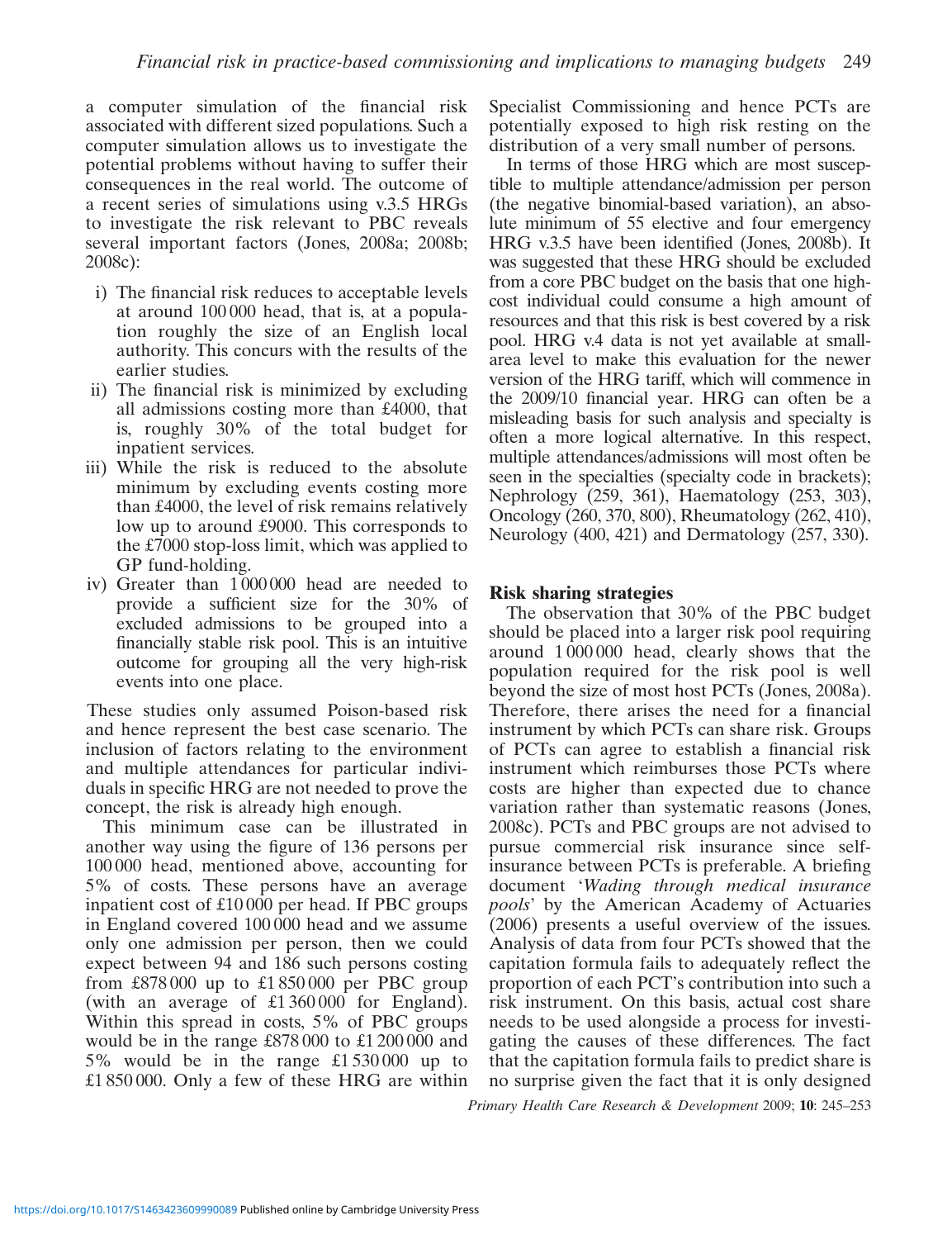a computer simulation of the financial risk associated with different sized populations. Such a computer simulation allows us to investigate the potential problems without having to suffer their consequences in the real world. The outcome of a recent series of simulations using v.3.5 HRGs to investigate the risk relevant to PBC reveals several important factors (Jones, 2008a; 2008b; 2008c):

i) The financial risk reduces to acceptable levels at around 100 000 head, that is, at a population roughly the size of an English local authority. This concurs with the results of the earlier studies.
ii) The financial risk is minimized by excluding all admissions costing more than £4000, that is, roughly 30% of the total budget for inpatient services.
iii) While the risk is reduced to the absolute minimum by excluding events costing more than £4000, the level of risk remains relatively low up to around £9000. This corresponds to the £7000 stop-loss limit, which was applied to GP fund-holding.
iv) Greater than 1 000 000 head are needed to provide a sufficient size for the 30% of excluded admissions to be grouped into a financially stable risk pool. This is an intuitive outcome for grouping all the very high-risk events into one place.

These studies only assumed Poison-based risk and hence represent the best case scenario. The inclusion of factors relating to the environment and multiple attendances for particular individuals in specific HRG are not needed to prove the concept, the risk is already high enough.

This minimum case can be illustrated in another way using the figure of 136 persons per 100 000 head, mentioned above, accounting for 5% of costs. These persons have an average inpatient cost of £10 000 per head. If PBC groups in England covered 100 000 head and we assume only one admission per person, then we could expect between 94 and 186 such persons costing from £878 000 up to £1 850 000 per PBC group (with an average of £1 360 000 for England). Within this spread in costs, 5% of PBC groups would be in the range £878 000 to £1 200 000 and 5% would be in the range £1 530 000 up to £1 850 000. Only a few of these HRG are within Specialist Commissioning and hence PCTs are potentially exposed to high risk resting on the distribution of a very small number of persons.

In terms of those HRG which are most susceptible to multiple attendance/admission per person (the negative binomial-based variation), an absolute minimum of 55 elective and four emergency HRG v.3.5 have been identified (Jones, 2008b). It was suggested that these HRG should be excluded from a core PBC budget on the basis that one high-cost individual could consume a high amount of resources and that this risk is best covered by a risk pool. HRG v.4 data is not yet available at small-area level to make this evaluation for the newer version of the HRG tariff, which will commence in the 2009/10 financial year. HRG can often be a misleading basis for such analysis and specialty is often a more logical alternative. In this respect, multiple attendances/admissions will most often be seen in the specialties (specialty code in brackets); Nephrology (259, 361), Haematology (253, 303), Oncology (260, 370, 800), Rheumatology (262, 410), Neurology (400, 421) and Dermatology (257, 330).

## Risk sharing strategies

The observation that 30% of the PBC budget should be placed into a larger risk pool requiring around 1 000 000 head, clearly shows that the population required for the risk pool is well beyond the size of most host PCTs (Jones, 2008a). Therefore, there arises the need for a financial instrument by which PCTs can share risk. Groups of PCTs can agree to establish a financial risk instrument which reimburses those PCTs where costs are higher than expected due to chance variation rather than systematic reasons (Jones, 2008c). PCTs and PBC groups are not advised to pursue commercial risk insurance since self-insurance between PCTs is preferable. A briefing document '*Wading through medical insurance pools*' by the American Academy of Actuaries (2006) presents a useful overview of the issues. Analysis of data from four PCTs showed that the capitation formula fails to adequately reflect the proportion of each PCT's contribution into such a risk instrument. On this basis, actual cost share needs to be used alongside a process for investigating the causes of these differences. The fact that the capitation formula fails to predict share is no surprise given the fact that it is only designed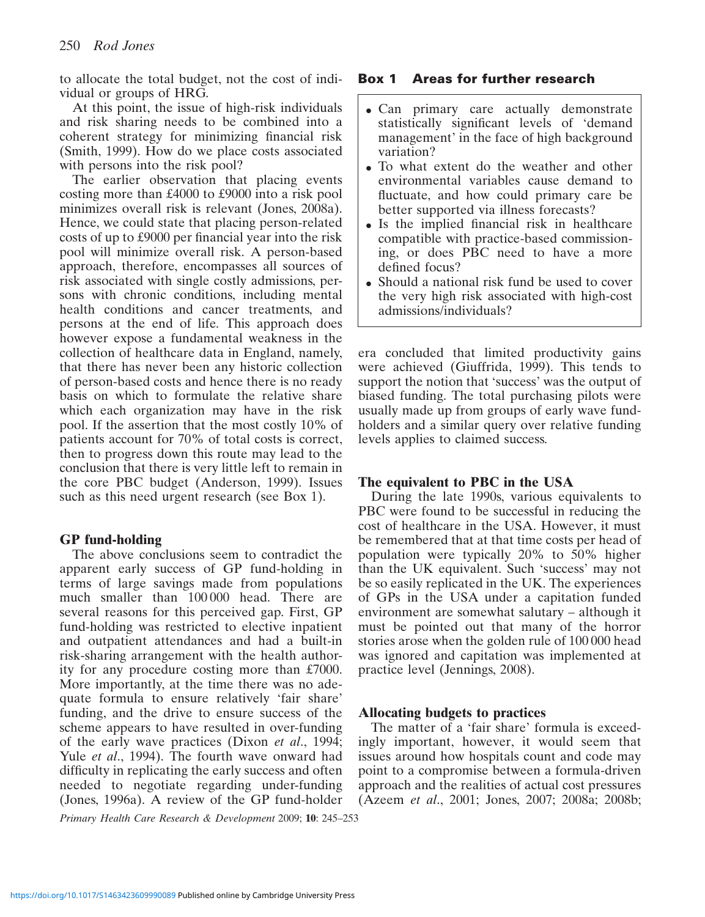to allocate the total budget, not the cost of individual or groups of HRG.

At this point, the issue of high-risk individuals and risk sharing needs to be combined into a coherent strategy for minimizing financial risk (Smith, 1999). How do we place costs associated with persons into the risk pool?

The earlier observation that placing events costing more than £4000 to £9000 into a risk pool minimizes overall risk is relevant (Jones, 2008a). Hence, we could state that placing person-related costs of up to £9000 per financial year into the risk pool will minimize overall risk. A person-based approach, therefore, encompasses all sources of risk associated with single costly admissions, persons with chronic conditions, including mental health conditions and cancer treatments, and persons at the end of life. This approach does however expose a fundamental weakness in the collection of healthcare data in England, namely, that there has never been any historic collection of person-based costs and hence there is no ready basis on which to formulate the relative share which each organization may have in the risk pool. If the assertion that the most costly 10% of patients account for 70% of total costs is correct, then to progress down this route may lead to the conclusion that there is very little left to remain in the core PBC budget (Anderson, 1999). Issues such as this need urgent research (see Box 1).

**Box 1 Areas for further research**

- Can primary care actually demonstrate statistically significant levels of 'demand management' in the face of high background variation?
- To what extent do the weather and other environmental variables cause demand to fluctuate, and how could primary care be better supported via illness forecasts?
- Is the implied financial risk in healthcare compatible with practice-based commissioning, or does PBC need to have a more defined focus?
- Should a national risk fund be used to cover the very high risk associated with high-cost admissions/individuals?

## GP fund-holding

The above conclusions seem to contradict the apparent early success of GP fund-holding in terms of large savings made from populations much smaller than 100 000 head. There are several reasons for this perceived gap. First, GP fund-holding was restricted to elective inpatient and outpatient attendances and had a built-in risk-sharing arrangement with the health authority for any procedure costing more than £7000. More importantly, at the time there was no adequate formula to ensure relatively 'fair share' funding, and the drive to ensure success of the scheme appears to have resulted in over-funding of the early wave practices (Dixon *et al*., 1994; Yule *et al*., 1994). The fourth wave onward had difficulty in replicating the early success and often needed to negotiate regarding under-funding (Jones, 1996a). A review of the GP fund-holder era concluded that limited productivity gains were achieved (Giuffrida, 1999). This tends to support the notion that 'success' was the output of biased funding. The total purchasing pilots were usually made up from groups of early wave fund-holders and a similar query over relative funding levels applies to claimed success.

## The equivalent to PBC in the USA

During the late 1990s, various equivalents to PBC were found to be successful in reducing the cost of healthcare in the USA. However, it must be remembered that at that time costs per head of population were typically 20% to 50% higher than the UK equivalent. Such 'success' may not be so easily replicated in the UK. The experiences of GPs in the USA under a capitation funded environment are somewhat salutary – although it must be pointed out that many of the horror stories arose when the golden rule of 100 000 head was ignored and capitation was implemented at practice level (Jennings, 2008).

## Allocating budgets to practices

The matter of a 'fair share' formula is exceedingly important, however, it would seem that issues around how hospitals count and code may point to a compromise between a formula-driven approach and the realities of actual cost pressures (Azeem *et al*., 2001; Jones, 2007; 2008a; 2008b;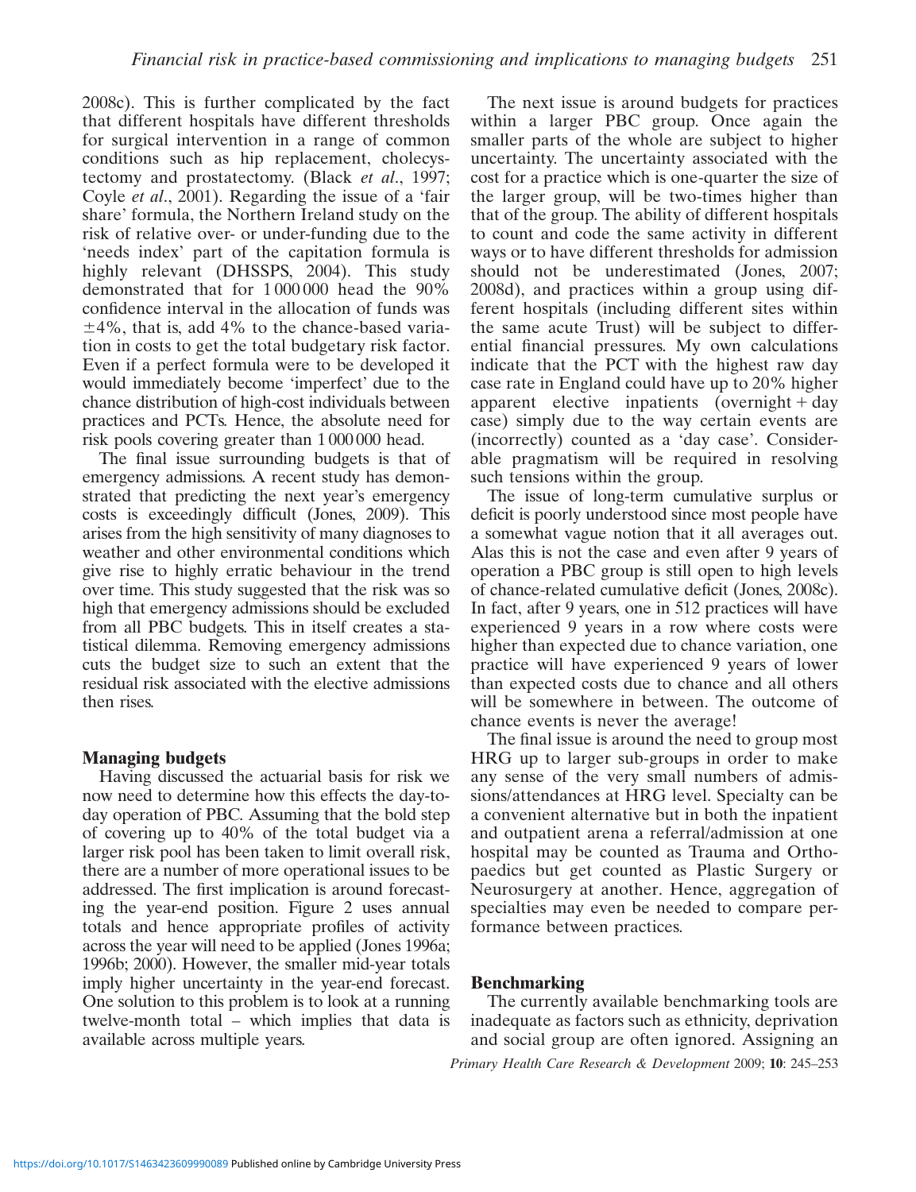2008c). This is further complicated by the fact that different hospitals have different thresholds for surgical intervention in a range of common conditions such as hip replacement, cholecystectomy and prostatectomy. (Black *et al*., 1997; Coyle *et al*., 2001). Regarding the issue of a 'fair share' formula, the Northern Ireland study on the risk of relative over- or under-funding due to the 'needs index' part of the capitation formula is highly relevant (DHSSPS, 2004). This study demonstrated that for 1 000 000 head the 90% confidence interval in the allocation of funds was ±4%, that is, add 4% to the chance-based variation in costs to get the total budgetary risk factor. Even if a perfect formula were to be developed it would immediately become 'imperfect' due to the chance distribution of high-cost individuals between practices and PCTs. Hence, the absolute need for risk pools covering greater than 1 000 000 head.

The final issue surrounding budgets is that of emergency admissions. A recent study has demonstrated that predicting the next year's emergency costs is exceedingly difficult (Jones, 2009). This arises from the high sensitivity of many diagnoses to weather and other environmental conditions which give rise to highly erratic behaviour in the trend over time. This study suggested that the risk was so high that emergency admissions should be excluded from all PBC budgets. This in itself creates a statistical dilemma. Removing emergency admissions cuts the budget size to such an extent that the residual risk associated with the elective admissions then rises.

## Managing budgets

Having discussed the actuarial basis for risk we now need to determine how this effects the day-to-day operation of PBC. Assuming that the bold step of covering up to 40% of the total budget via a larger risk pool has been taken to limit overall risk, there are a number of more operational issues to be addressed. The first implication is around forecasting the year-end position. Figure 2 uses annual totals and hence appropriate profiles of activity across the year will need to be applied (Jones 1996a; 1996b; 2000). However, the smaller mid-year totals imply higher uncertainty in the year-end forecast. One solution to this problem is to look at a running twelve-month total – which implies that data is available across multiple years.

The next issue is around budgets for practices within a larger PBC group. Once again the smaller parts of the whole are subject to higher uncertainty. The uncertainty associated with the cost for a practice which is one-quarter the size of the larger group, will be two-times higher than that of the group. The ability of different hospitals to count and code the same activity in different ways or to have different thresholds for admission should not be underestimated (Jones, 2007; 2008d), and practices within a group using different hospitals (including different sites within the same acute Trust) will be subject to differential financial pressures. My own calculations indicate that the PCT with the highest raw day case rate in England could have up to 20% higher apparent elective inpatients (overnight + day case) simply due to the way certain events are (incorrectly) counted as a 'day case'. Considerable pragmatism will be required in resolving such tensions within the group.

The issue of long-term cumulative surplus or deficit is poorly understood since most people have a somewhat vague notion that it all averages out. Alas this is not the case and even after 9 years of operation a PBC group is still open to high levels of chance-related cumulative deficit (Jones, 2008c). In fact, after 9 years, one in 512 practices will have experienced 9 years in a row where costs were higher than expected due to chance variation, one practice will have experienced 9 years of lower than expected costs due to chance and all others will be somewhere in between. The outcome of chance events is never the average!

The final issue is around the need to group most HRG up to larger sub-groups in order to make any sense of the very small numbers of admissions/attendances at HRG level. Specialty can be a convenient alternative but in both the inpatient and outpatient arena a referral/admission at one hospital may be counted as Trauma and Orthopaedics but get counted as Plastic Surgery or Neurosurgery at another. Hence, aggregation of specialties may even be needed to compare performance between practices.

## Benchmarking

The currently available benchmarking tools are inadequate as factors such as ethnicity, deprivation and social group are often ignored. Assigning an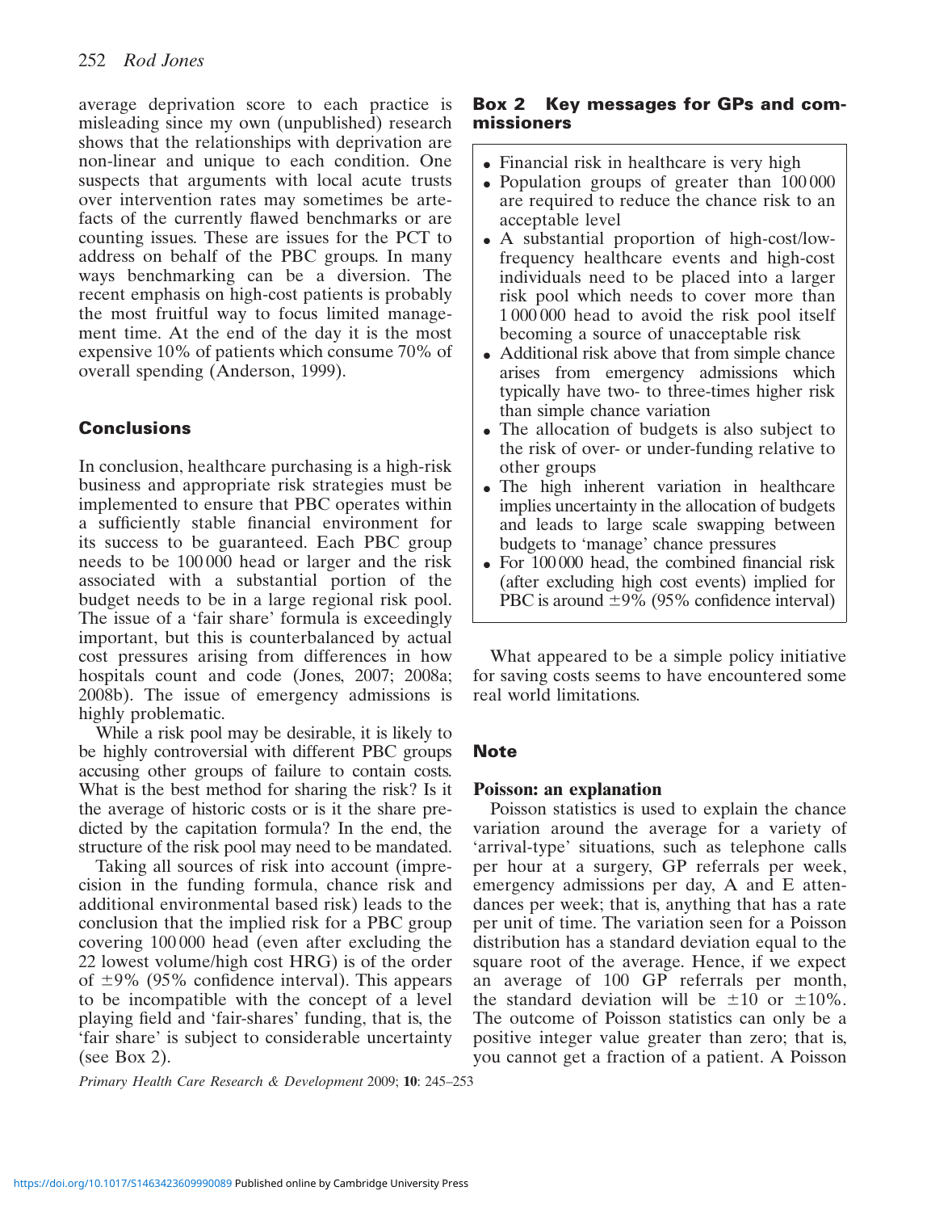average deprivation score to each practice is misleading since my own (unpublished) research shows that the relationships with deprivation are non-linear and unique to each condition. One suspects that arguments with local acute trusts over intervention rates may sometimes be artefacts of the currently flawed benchmarks or are counting issues. These are issues for the PCT to address on behalf of the PBC groups. In many ways benchmarking can be a diversion. The recent emphasis on high-cost patients is probably the most fruitful way to focus limited management time. At the end of the day it is the most expensive 10% of patients which consume 70% of overall spending (Anderson, 1999).

## Conclusions

In conclusion, healthcare purchasing is a high-risk business and appropriate risk strategies must be implemented to ensure that PBC operates within a sufficiently stable financial environment for its success to be guaranteed. Each PBC group needs to be 100 000 head or larger and the risk associated with a substantial portion of the budget needs to be in a large regional risk pool. The issue of a 'fair share' formula is exceedingly important, but this is counterbalanced by actual cost pressures arising from differences in how hospitals count and code (Jones, 2007; 2008a; 2008b). The issue of emergency admissions is highly problematic.

While a risk pool may be desirable, it is likely to be highly controversial with different PBC groups accusing other groups of failure to contain costs. What is the best method for sharing the risk? Is it the average of historic costs or is it the share predicted by the capitation formula? In the end, the structure of the risk pool may need to be mandated.

Taking all sources of risk into account (imprecision in the funding formula, chance risk and additional environmental based risk) leads to the conclusion that the implied risk for a PBC group covering 100 000 head (even after excluding the 22 lowest volume/high cost HRG) is of the order of ±9% (95% confidence interval). This appears to be incompatible with the concept of a level playing field and 'fair-shares' funding, that is, the 'fair share' is subject to considerable uncertainty (see Box 2).

### Box 2 Key messages for GPs and commissioners

- Financial risk in healthcare is very high
- Population groups of greater than 100 000 are required to reduce the chance risk to an acceptable level
- A substantial proportion of high-cost/low-frequency healthcare events and high-cost individuals need to be placed into a larger risk pool which needs to cover more than 1 000 000 head to avoid the risk pool itself becoming a source of unacceptable risk
- Additional risk above that from simple chance arises from emergency admissions which typically have two- to three-times higher risk than simple chance variation
- The allocation of budgets is also subject to the risk of over- or under-funding relative to other groups
- The high inherent variation in healthcare implies uncertainty in the allocation of budgets and leads to large scale swapping between budgets to 'manage' chance pressures
- For 100 000 head, the combined financial risk (after excluding high cost events) implied for PBC is around ±9% (95% confidence interval)

What appeared to be a simple policy initiative for saving costs seems to have encountered some real world limitations.

## Note

### Poisson: an explanation

Poisson statistics is used to explain the chance variation around the average for a variety of 'arrival-type' situations, such as telephone calls per hour at a surgery, GP referrals per week, emergency admissions per day, A and E attendances per week; that is, anything that has a rate per unit of time. The variation seen for a Poisson distribution has a standard deviation equal to the square root of the average. Hence, if we expect an average of 100 GP referrals per month, the standard deviation will be ±10 or ±10%. The outcome of Poisson statistics can only be a positive integer value greater than zero; that is, you cannot get a fraction of a patient. A Poisson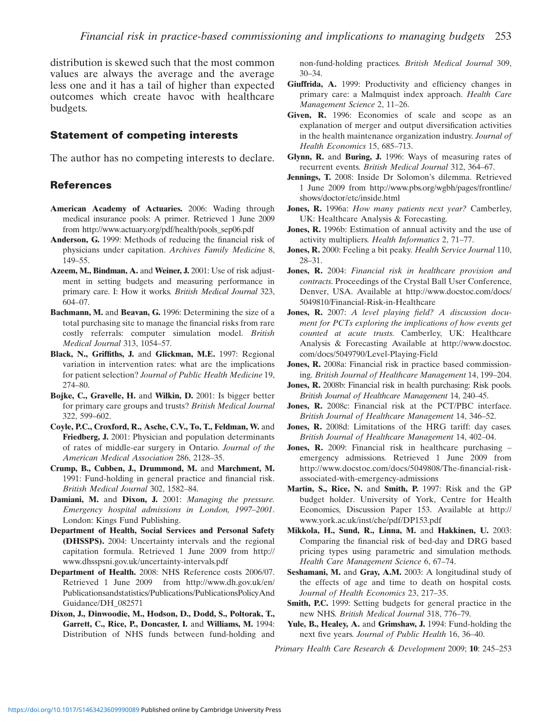distribution is skewed such that the most common values are always the average and the average less one and it has a tail of higher than expected outcomes which create havoc with healthcare budgets.

## Statement of competing interests

The author has no competing interests to declare.

## References

**American Academy of Actuaries.** 2006: Wading through medical insurance pools: A primer. Retrieved 1 June 2009 from http://www.actuary.org/pdf/health/pools_sep06.pdf

**Anderson, G.** 1999: Methods of reducing the financial risk of physicians under capitation. *Archives Family Medicine* 8, 149–55.

**Azeem, M., Bindman, A.** and **Weiner, J.** 2001: Use of risk adjustment in setting budgets and measuring performance in primary care. I: How it works. *British Medical Journal* 323, 604–07.

**Bachmann, M.** and **Beavan, G.** 1996: Determining the size of a total purchasing site to manage the financial risks from rare costly referrals: computer simulation model. *British Medical Journal* 313, 1054–57.

**Black, N., Griffiths, J.** and **Glickman, M.E.** 1997: Regional variation in intervention rates: what are the implications for patient selection? *Journal of Public Health Medicine* 19, 274–80.

**Bojke, C., Gravelle, H.** and **Wilkin, D.** 2001: Is bigger better for primary care groups and trusts? *British Medical Journal* 322, 599–602.

**Coyle, P.C., Croxford, R., Asche, C.V., To, T., Feldman, W.** and **Friedberg, J.** 2001: Physician and population determinants of rates of middle-ear surgery in Ontario. *Journal of the American Medical Association* 286, 2128–35.

**Crump, B., Cubben, J., Drummond, M.** and **Marchment, M.** 1991: Fund-holding in general practice and financial risk. *British Medical Journal* 302, 1582–84.

**Damiani, M.** and **Dixon, J.** 2001: *Managing the pressure. Emergency hospital admissions in London, 1997–2001*. London: Kings Fund Publishing.

**Department of Health, Social Services and Personal Safety (DHSSPS).** 2004: Uncertainty intervals and the regional capitation formula. Retrieved 1 June 2009 from http://www.dhsspsni.gov.uk/uncertainty-intervals.pdf

**Department of Health.** 2008: NHS Reference costs 2006/07. Retrieved 1 June 2009 from http://www.dh.gov.uk/en/Publicationsandstatistics/Publications/PublicationsPolicyAndGuidance/DH_082571

**Dixon, J., Dinwoodie, M., Hodson, D., Dodd, S., Poltorak, T., Garrett, C., Rice, P., Doncaster, I.** and **Williams, M.** 1994: Distribution of NHS funds between fund-holding and non-fund-holding practices. *British Medical Journal* 309, 30–34.

**Giuffrida, A.** 1999: Productivity and efficiency changes in primary care: a Malmquist index approach. *Health Care Management Science* 2, 11–26.

**Given, R.** 1996: Economies of scale and scope as an explanation of merger and output diversification activities in the health maintenance organization industry. *Journal of Health Economics* 15, 685–713.

**Glynn, R.** and **Buring, J.** 1996: Ways of measuring rates of recurrent events. *British Medical Journal* 312, 364–67.

**Jennings, T.** 2008: Inside Dr Solomon's dilemma. Retrieved 1 June 2009 from http://www.pbs.org/wgbh/pages/frontline/shows/doctor/etc/inside.html

**Jones, R.** 1996a: *How many patients next year?* Camberley, UK: Healthcare Analysis & Forecasting.

**Jones, R.** 1996b: Estimation of annual activity and the use of activity multipliers. *Health Informatics* 2, 71–77.

**Jones, R.** 2000: Feeling a bit peaky. *Health Service Journal* 110, 28–31.

**Jones, R.** 2004: *Financial risk in healthcare provision and contracts*. Proceedings of the Crystal Ball User Conference, Denver, USA. Available at http://www.docstoc.com/docs/5049810/Financial-Risk-in-Healthcare

**Jones, R.** 2007: *A level playing field? A discussion document for PCTs exploring the implications of how events get counted at acute trusts*. Camberley, UK: Healthcare Analysis & Forecasting Available at http://www.docstoc.com/docs/5049790/Level-Playing-Field

**Jones, R.** 2008a: Financial risk in practice based commissioning. *British Journal of Healthcare Management* 14, 199–204.

**Jones, R.** 2008b: Financial risk in health purchasing: Risk pools. *British Journal of Healthcare Management* 14, 240–45.

**Jones, R.** 2008c: Financial risk at the PCT/PBC interface. *British Journal of Healthcare Management* 14, 346–52.

**Jones, R.** 2008d: Limitations of the HRG tariff: day cases. *British Journal of Healthcare Management* 14, 402–04.

**Jones, R.** 2009: Financial risk in healthcare purchasing – emergency admissions. Retrieved 1 June 2009 from http://www.docstoc.com/docs/5049808/The-financial-risk-associated-with-emergency-admissions

**Martin, S., Rice, N.** and **Smith, P.** 1997: Risk and the GP budget holder. University of York, Centre for Health Economics, Discussion Paper 153. Available at http://www.york.ac.uk/inst/che/pdf/DP153.pdf

**Mikkola, H., Sund, R., Linna, M.** and **Hakkinen, U.** 2003: Comparing the financial risk of bed-day and DRG based pricing types using parametric and simulation methods. *Health Care Management Science* 6, 67–74.

**Seshamani, M.** and **Gray, A.M.** 2003: A longitudinal study of the effects of age and time to death on hospital costs. *Journal of Health Economics* 23, 217–35.

**Smith, P.C.** 1999: Setting budgets for general practice in the new NHS. *British Medical Journal* 318, 776–79.

**Yule, B., Healey, A.** and **Grimshaw, J.** 1994: Fund-holding the next five years. *Journal of Public Health* 16, 36–40.